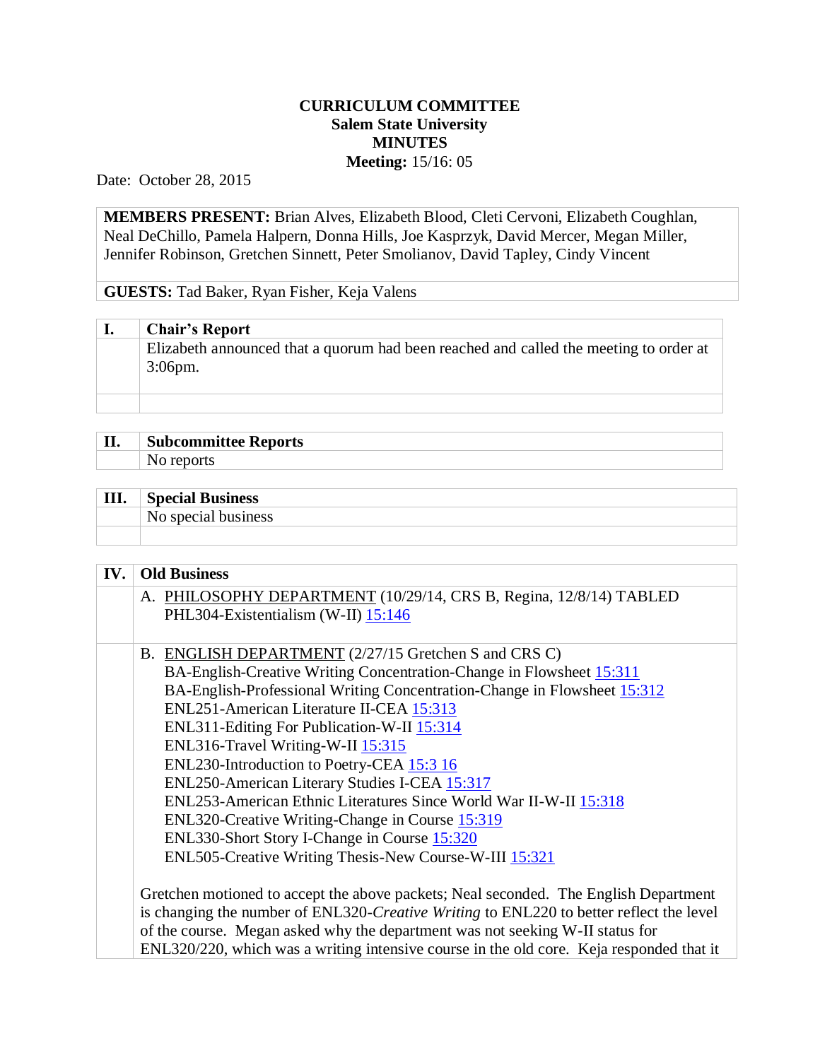# CURRICULUM COMMITTEE
## Salem State University
## MINUTES
**Meeting:** 15/16: 05

Date: October 28, 2015

**MEMBERS PRESENT:** Brian Alves, Elizabeth Blood, Cleti Cervoni, Elizabeth Coughlan, Neal DeChillo, Pamela Halpern, Donna Hills, Joe Kasprzyk, David Mercer, Megan Miller, Jennifer Robinson, Gretchen Sinnett, Peter Smolianov, David Tapley, Cindy Vincent

**GUESTS:** Tad Baker, Ryan Fisher, Keja Valens

| I. | Chair's Report |
|---|---|
| | Elizabeth announced that a quorum had been reached and called the meeting to order at 3:06pm. |

| II. | Subcommittee Reports |
|---|---|
| | No reports |

| III. | Special Business |
|---|---|
| | No special business |

**IV. Old Business**

A. PHILOSOPHY DEPARTMENT (10/29/14, CRS B, Regina, 12/8/14) TABLED
PHL304-Existentialism (W-II) 15:146

B. ENGLISH DEPARTMENT (2/27/15 Gretchen S and CRS C)
BA-English-Creative Writing Concentration-Change in Flowsheet 15:311
BA-English-Professional Writing Concentration-Change in Flowsheet 15:312
ENL251-American Literature II-CEA 15:313
ENL311-Editing For Publication-W-II 15:314
ENL316-Travel Writing-W-II 15:315
ENL230-Introduction to Poetry-CEA 15:3 16
ENL250-American Literary Studies I-CEA 15:317
ENL253-American Ethnic Literatures Since World War II-W-II 15:318
ENL320-Creative Writing-Change in Course 15:319
ENL330-Short Story I-Change in Course 15:320
ENL505-Creative Writing Thesis-New Course-W-III 15:321

Gretchen motioned to accept the above packets; Neal seconded. The English Department is changing the number of ENL320-*Creative Writing* to ENL220 to better reflect the level of the course. Megan asked why the department was not seeking W-II status for ENL320/220, which was a writing intensive course in the old core. Keja responded that it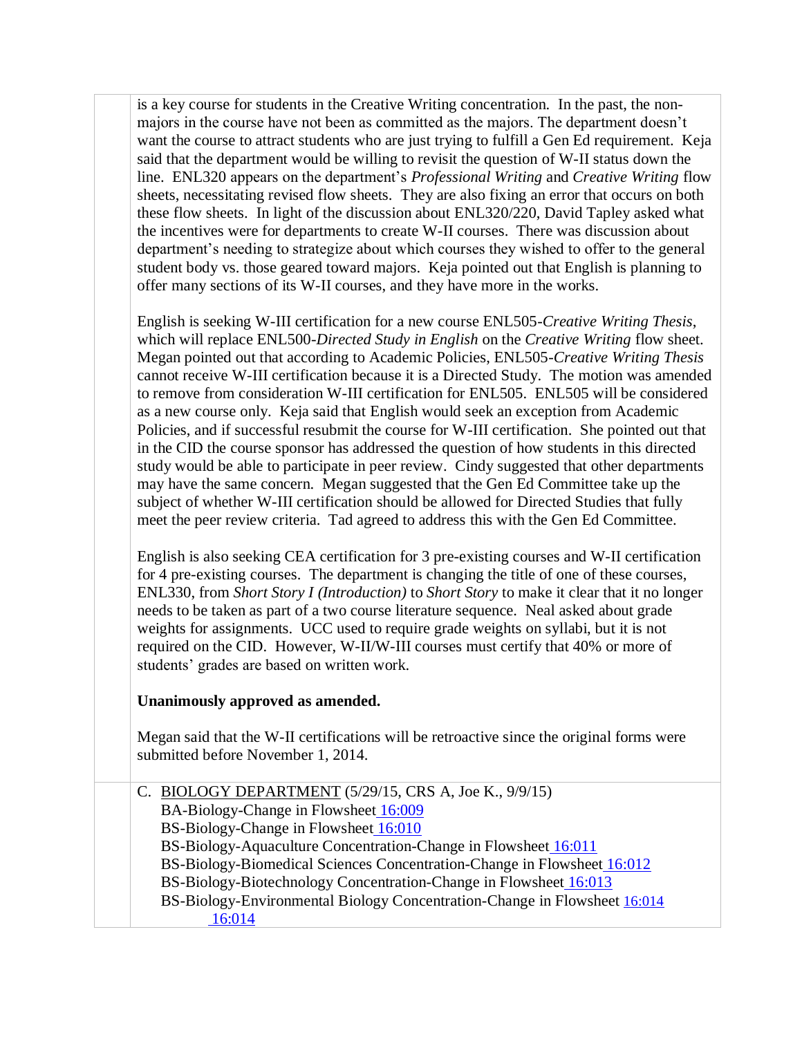is a key course for students in the Creative Writing concentration. In the past, the non-majors in the course have not been as committed as the majors. The department doesn't want the course to attract students who are just trying to fulfill a Gen Ed requirement. Keja said that the department would be willing to revisit the question of W-II status down the line. ENL320 appears on the department's *Professional Writing* and *Creative Writing* flow sheets, necessitating revised flow sheets. They are also fixing an error that occurs on both these flow sheets. In light of the discussion about ENL320/220, David Tapley asked what the incentives were for departments to create W-II courses. There was discussion about department's needing to strategize about which courses they wished to offer to the general student body vs. those geared toward majors. Keja pointed out that English is planning to offer many sections of its W-II courses, and they have more in the works.

English is seeking W-III certification for a new course ENL505-*Creative Writing Thesis*, which will replace ENL500-*Directed Study in English* on the *Creative Writing* flow sheet. Megan pointed out that according to Academic Policies, ENL505-*Creative Writing Thesis* cannot receive W-III certification because it is a Directed Study. The motion was amended to remove from consideration W-III certification for ENL505. ENL505 will be considered as a new course only. Keja said that English would seek an exception from Academic Policies, and if successful resubmit the course for W-III certification. She pointed out that in the CID the course sponsor has addressed the question of how students in this directed study would be able to participate in peer review. Cindy suggested that other departments may have the same concern. Megan suggested that the Gen Ed Committee take up the subject of whether W-III certification should be allowed for Directed Studies that fully meet the peer review criteria. Tad agreed to address this with the Gen Ed Committee.

English is also seeking CEA certification for 3 pre-existing courses and W-II certification for 4 pre-existing courses. The department is changing the title of one of these courses, ENL330, from *Short Story I (Introduction)* to *Short Story* to make it clear that it no longer needs to be taken as part of a two course literature sequence. Neal asked about grade weights for assignments. UCC used to require grade weights on syllabi, but it is not required on the CID. However, W-II/W-III courses must certify that 40% or more of students' grades are based on written work.

**Unanimously approved as amended.**

Megan said that the W-II certifications will be retroactive since the original forms were submitted before November 1, 2014.

C. BIOLOGY DEPARTMENT (5/29/15, CRS A, Joe K., 9/9/15)
   - BA-Biology-Change in Flowsheet 16:009
   - BS-Biology-Change in Flowsheet 16:010
   - BS-Biology-Aquaculture Concentration-Change in Flowsheet 16:011
   - BS-Biology-Biomedical Sciences Concentration-Change in Flowsheet 16:012
   - BS-Biology-Biotechnology Concentration-Change in Flowsheet 16:013
   - BS-Biology-Environmental Biology Concentration-Change in Flowsheet 16:014 16:014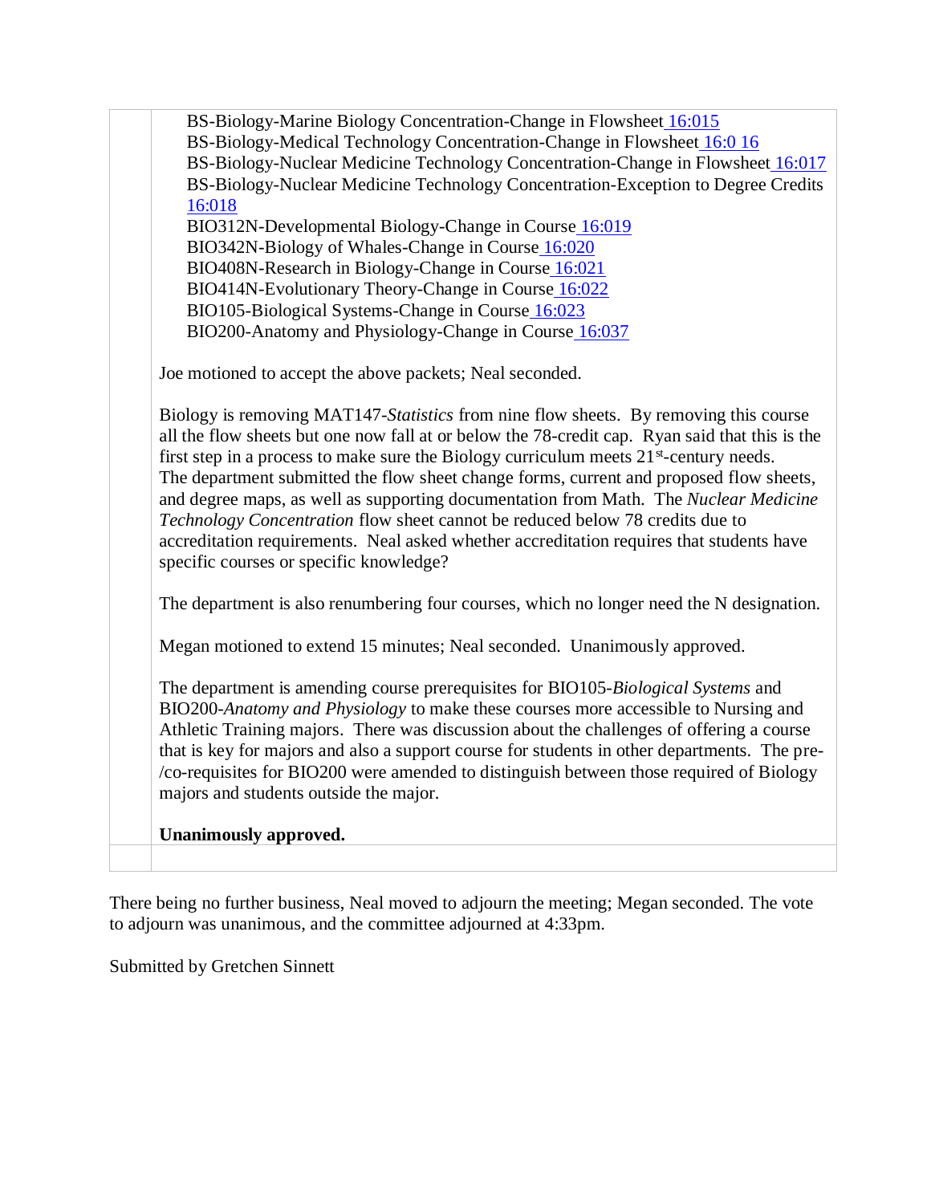BS-Biology-Marine Biology Concentration-Change in Flowsheet 16:015
BS-Biology-Medical Technology Concentration-Change in Flowsheet 16:0 16
BS-Biology-Nuclear Medicine Technology Concentration-Change in Flowsheet 16:017
BS-Biology-Nuclear Medicine Technology Concentration-Exception to Degree Credits 16:018
BIO312N-Developmental Biology-Change in Course 16:019
BIO342N-Biology of Whales-Change in Course 16:020
BIO408N-Research in Biology-Change in Course 16:021
BIO414N-Evolutionary Theory-Change in Course 16:022
BIO105-Biological Systems-Change in Course 16:023
BIO200-Anatomy and Physiology-Change in Course 16:037

Joe motioned to accept the above packets; Neal seconded.

Biology is removing MAT147-*Statistics* from nine flow sheets. By removing this course all the flow sheets but one now fall at or below the 78-credit cap. Ryan said that this is the first step in a process to make sure the Biology curriculum meets 21st-century needs. The department submitted the flow sheet change forms, current and proposed flow sheets, and degree maps, as well as supporting documentation from Math. The *Nuclear Medicine Technology Concentration* flow sheet cannot be reduced below 78 credits due to accreditation requirements. Neal asked whether accreditation requires that students have specific courses or specific knowledge?

The department is also renumbering four courses, which no longer need the N designation.

Megan motioned to extend 15 minutes; Neal seconded. Unanimously approved.

The department is amending course prerequisites for BIO105-*Biological Systems* and BIO200-*Anatomy and Physiology* to make these courses more accessible to Nursing and Athletic Training majors. There was discussion about the challenges of offering a course that is key for majors and also a support course for students in other departments. The pre-/co-requisites for BIO200 were amended to distinguish between those required of Biology majors and students outside the major.

**Unanimously approved.**

There being no further business, Neal moved to adjourn the meeting; Megan seconded. The vote to adjourn was unanimous, and the committee adjourned at 4:33pm.

Submitted by Gretchen Sinnett